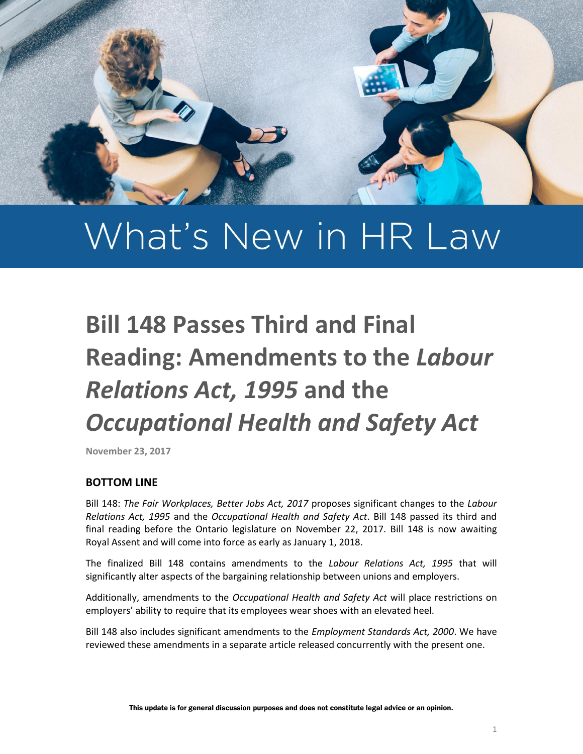# What's New in HR Law

## Bill 148 Passes Third and Final Reading: Amendments to the *Labour Relations Act, 1995* and the *Occupational Health and Safety Act*

**November 23, 2017**

### BOTTOM LINE

Bill 148: *The Fair Workplaces, Better Jobs Act, 2017* proposes significant changes to the *Labour Relations Act, 1995* and the *Occupational Health and Safety Act*. Bill 148 passed its third and final reading before the Ontario legislature on November 22, 2017. Bill 148 is now awaiting Royal Assent and will come into force as early as January 1, 2018.

The finalized Bill 148 contains amendments to the *Labour Relations Act, 1995* that will significantly alter aspects of the bargaining relationship between unions and employers.

Additionally, amendments to the *Occupational Health and Safety Act* will place restrictions on employers' ability to require that its employees wear shoes with an elevated heel.

Bill 148 also includes significant amendments to the *Employment Standards Act, 2000*. We have reviewed these amendments in a separate article released concurrently with the present one.

**This update is for general discussion purposes and does not constitute legal advice or an opinion.**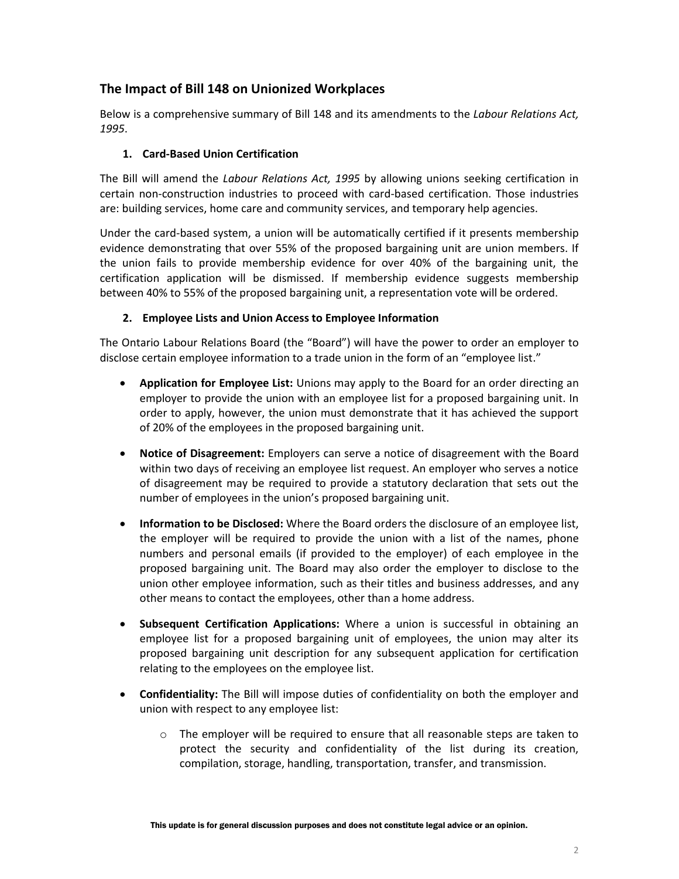## The Impact of Bill 148 on Unionized Workplaces

Below is a comprehensive summary of Bill 148 and its amendments to the *Labour Relations Act, 1995*.

### 1. Card-Based Union Certification

The Bill will amend the *Labour Relations Act, 1995* by allowing unions seeking certification in certain non-construction industries to proceed with card-based certification. Those industries are: building services, home care and community services, and temporary help agencies.

Under the card-based system, a union will be automatically certified if it presents membership evidence demonstrating that over 55% of the proposed bargaining unit are union members. If the union fails to provide membership evidence for over 40% of the bargaining unit, the certification application will be dismissed. If membership evidence suggests membership between 40% to 55% of the proposed bargaining unit, a representation vote will be ordered.

### 2. Employee Lists and Union Access to Employee Information

The Ontario Labour Relations Board (the "Board") will have the power to order an employer to disclose certain employee information to a trade union in the form of an "employee list."

- **Application for Employee List:** Unions may apply to the Board for an order directing an employer to provide the union with an employee list for a proposed bargaining unit. In order to apply, however, the union must demonstrate that it has achieved the support of 20% of the employees in the proposed bargaining unit.

- **Notice of Disagreement:** Employers can serve a notice of disagreement with the Board within two days of receiving an employee list request. An employer who serves a notice of disagreement may be required to provide a statutory declaration that sets out the number of employees in the union's proposed bargaining unit.

- **Information to be Disclosed:** Where the Board orders the disclosure of an employee list, the employer will be required to provide the union with a list of the names, phone numbers and personal emails (if provided to the employer) of each employee in the proposed bargaining unit. The Board may also order the employer to disclose to the union other employee information, such as their titles and business addresses, and any other means to contact the employees, other than a home address.

- **Subsequent Certification Applications:** Where a union is successful in obtaining an employee list for a proposed bargaining unit of employees, the union may alter its proposed bargaining unit description for any subsequent application for certification relating to the employees on the employee list.

- **Confidentiality:** The Bill will impose duties of confidentiality on both the employer and union with respect to any employee list:

    - The employer will be required to ensure that all reasonable steps are taken to protect the security and confidentiality of the list during its creation, compilation, storage, handling, transportation, transfer, and transmission.

This update is for general discussion purposes and does not constitute legal advice or an opinion.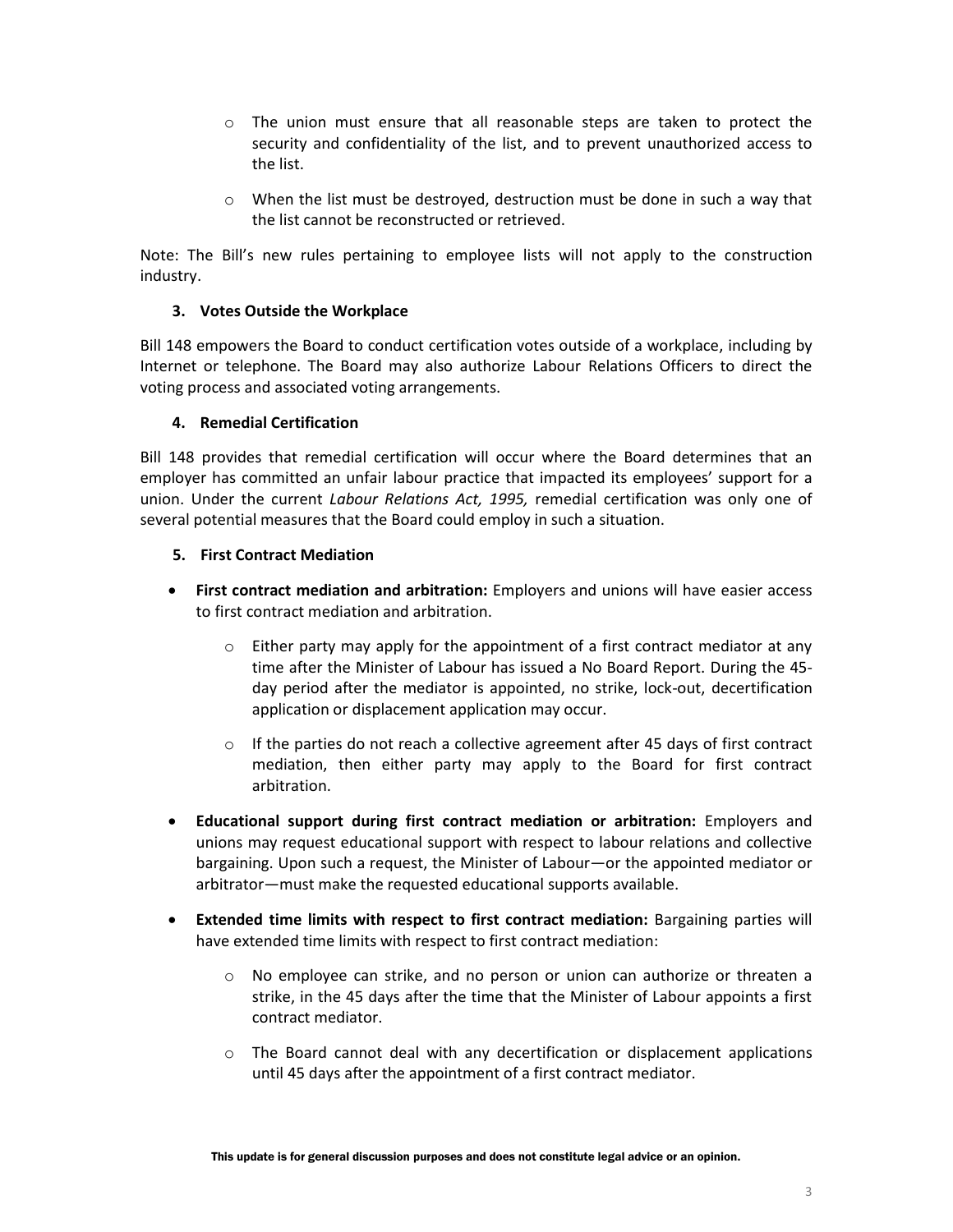- The union must ensure that all reasonable steps are taken to protect the security and confidentiality of the list, and to prevent unauthorized access to the list.
- When the list must be destroyed, destruction must be done in such a way that the list cannot be reconstructed or retrieved.

Note: The Bill's new rules pertaining to employee lists will not apply to the construction industry.

### 3. Votes Outside the Workplace

Bill 148 empowers the Board to conduct certification votes outside of a workplace, including by Internet or telephone. The Board may also authorize Labour Relations Officers to direct the voting process and associated voting arrangements.

### 4. Remedial Certification

Bill 148 provides that remedial certification will occur where the Board determines that an employer has committed an unfair labour practice that impacted its employees' support for a union. Under the current *Labour Relations Act, 1995,* remedial certification was only one of several potential measures that the Board could employ in such a situation.

### 5. First Contract Mediation

- **First contract mediation and arbitration:** Employers and unions will have easier access to first contract mediation and arbitration.
  - Either party may apply for the appointment of a first contract mediator at any time after the Minister of Labour has issued a No Board Report. During the 45-day period after the mediator is appointed, no strike, lock-out, decertification application or displacement application may occur.
  - If the parties do not reach a collective agreement after 45 days of first contract mediation, then either party may apply to the Board for first contract arbitration.
- **Educational support during first contract mediation or arbitration:** Employers and unions may request educational support with respect to labour relations and collective bargaining. Upon such a request, the Minister of Labour—or the appointed mediator or arbitrator—must make the requested educational supports available.
- **Extended time limits with respect to first contract mediation:** Bargaining parties will have extended time limits with respect to first contract mediation:
  - No employee can strike, and no person or union can authorize or threaten a strike, in the 45 days after the time that the Minister of Labour appoints a first contract mediator.
  - The Board cannot deal with any decertification or displacement applications until 45 days after the appointment of a first contract mediator.

This update is for general discussion purposes and does not constitute legal advice or an opinion.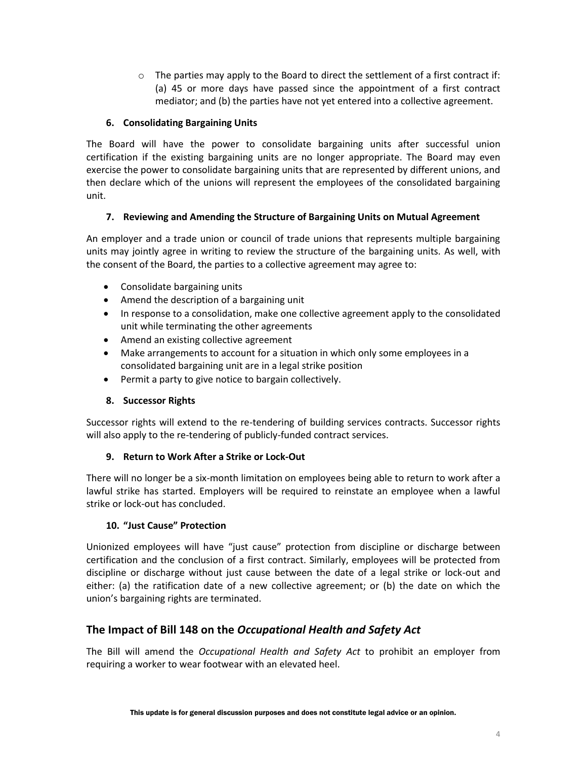- The parties may apply to the Board to direct the settlement of a first contract if: (a) 45 or more days have passed since the appointment of a first contract mediator; and (b) the parties have not yet entered into a collective agreement.

### 6. Consolidating Bargaining Units

The Board will have the power to consolidate bargaining units after successful union certification if the existing bargaining units are no longer appropriate. The Board may even exercise the power to consolidate bargaining units that are represented by different unions, and then declare which of the unions will represent the employees of the consolidated bargaining unit.

### 7. Reviewing and Amending the Structure of Bargaining Units on Mutual Agreement

An employer and a trade union or council of trade unions that represents multiple bargaining units may jointly agree in writing to review the structure of the bargaining units. As well, with the consent of the Board, the parties to a collective agreement may agree to:

- Consolidate bargaining units
- Amend the description of a bargaining unit
- In response to a consolidation, make one collective agreement apply to the consolidated unit while terminating the other agreements
- Amend an existing collective agreement
- Make arrangements to account for a situation in which only some employees in a consolidated bargaining unit are in a legal strike position
- Permit a party to give notice to bargain collectively.

### 8. Successor Rights

Successor rights will extend to the re-tendering of building services contracts. Successor rights will also apply to the re-tendering of publicly-funded contract services.

### 9. Return to Work After a Strike or Lock-Out

There will no longer be a six-month limitation on employees being able to return to work after a lawful strike has started. Employers will be required to reinstate an employee when a lawful strike or lock-out has concluded.

### 10. "Just Cause" Protection

Unionized employees will have "just cause" protection from discipline or discharge between certification and the conclusion of a first contract. Similarly, employees will be protected from discipline or discharge without just cause between the date of a legal strike or lock-out and either: (a) the ratification date of a new collective agreement; or (b) the date on which the union's bargaining rights are terminated.

## The Impact of Bill 148 on the *Occupational Health and Safety Act*

The Bill will amend the *Occupational Health and Safety Act* to prohibit an employer from requiring a worker to wear footwear with an elevated heel.

This update is for general discussion purposes and does not constitute legal advice or an opinion.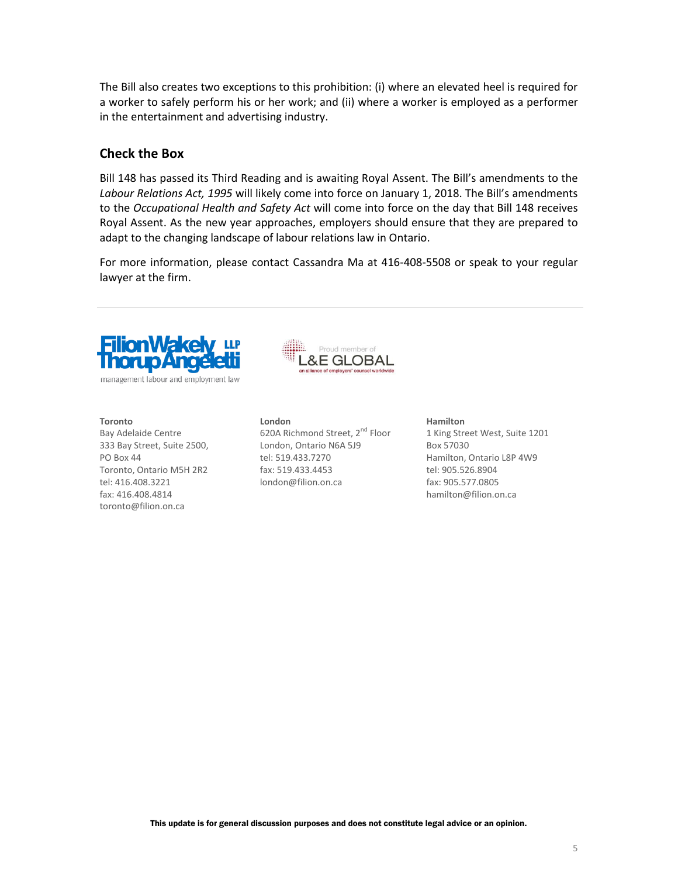The Bill also creates two exceptions to this prohibition: (i) where an elevated heel is required for a worker to safely perform his or her work; and (ii) where a worker is employed as a performer in the entertainment and advertising industry.

## Check the Box

Bill 148 has passed its Third Reading and is awaiting Royal Assent. The Bill's amendments to the *Labour Relations Act, 1995* will likely come into force on January 1, 2018. The Bill's amendments to the *Occupational Health and Safety Act* will come into force on the day that Bill 148 receives Royal Assent. As the new year approaches, employers should ensure that they are prepared to adapt to the changing landscape of labour relations law in Ontario.

For more information, please contact Cassandra Ma at 416-408-5508 or speak to your regular lawyer at the firm.

---

Filion Wakely Thorup Angeletti LLP
management labour and employment law

Proud member of L&E GLOBAL
an alliance of employers' counsel worldwide

**Toronto**
Bay Adelaide Centre
333 Bay Street, Suite 2500,
PO Box 44
Toronto, Ontario M5H 2R2
tel: 416.408.3221
fax: 416.408.4814
toronto@filion.on.ca

**London**
620A Richmond Street, 2nd Floor
London, Ontario N6A 5J9
tel: 519.433.7270
fax: 519.433.4453
london@filion.on.ca

**Hamilton**
1 King Street West, Suite 1201
Box 57030
Hamilton, Ontario L8P 4W9
tel: 905.526.8904
fax: 905.577.0805
hamilton@filion.on.ca

**This update is for general discussion purposes and does not constitute legal advice or an opinion.**